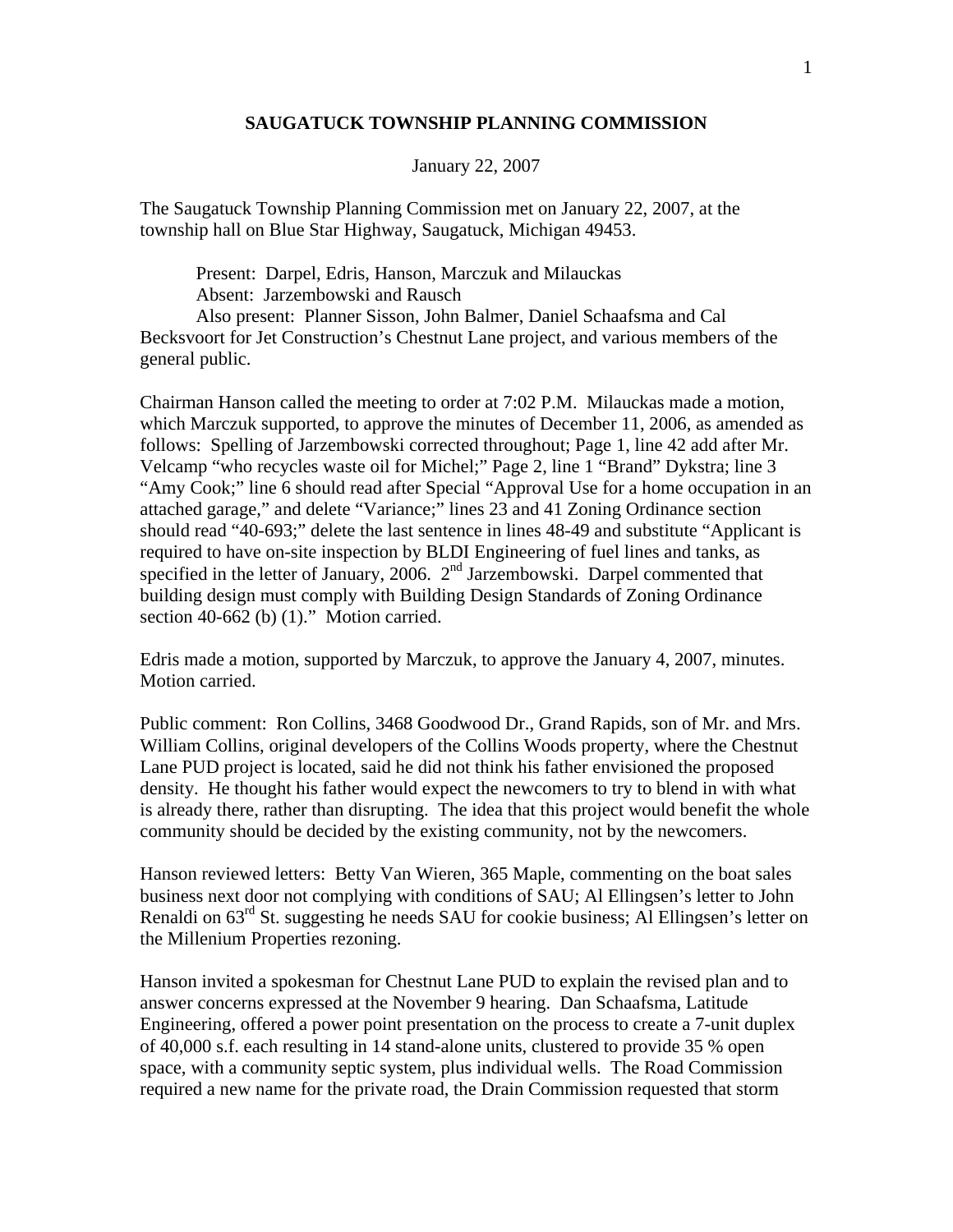**SAUGATUCK TOWNSHIP PLANNING COMMISSION**

January 22, 2007

The Saugatuck Township Planning Commission met on January 22, 2007, at the township hall on Blue Star Highway, Saugatuck, Michigan 49453.

Present: Darpel, Edris, Hanson, Marczuk and Milauckas
Absent: Jarzembowski and Rausch
Also present: Planner Sisson, John Balmer, Daniel Schaafsma and Cal Becksvoort for Jet Construction's Chestnut Lane project, and various members of the general public.

Chairman Hanson called the meeting to order at 7:02 P.M. Milauckas made a motion, which Marczuk supported, to approve the minutes of December 11, 2006, as amended as follows: Spelling of Jarzembowski corrected throughout; Page 1, line 42 add after Mr. Velcamp "who recycles waste oil for Michel;" Page 2, line 1 "Brand" Dykstra; line 3 "Amy Cook;" line 6 should read after Special "Approval Use for a home occupation in an attached garage," and delete "Variance;" lines 23 and 41 Zoning Ordinance section should read "40-693;" delete the last sentence in lines 48-49 and substitute "Applicant is required to have on-site inspection by BLDI Engineering of fuel lines and tanks, as specified in the letter of January, 2006. 2nd Jarzembowski. Darpel commented that building design must comply with Building Design Standards of Zoning Ordinance section 40-662 (b) (1)." Motion carried.

Edris made a motion, supported by Marczuk, to approve the January 4, 2007, minutes. Motion carried.

Public comment: Ron Collins, 3468 Goodwood Dr., Grand Rapids, son of Mr. and Mrs. William Collins, original developers of the Collins Woods property, where the Chestnut Lane PUD project is located, said he did not think his father envisioned the proposed density. He thought his father would expect the newcomers to try to blend in with what is already there, rather than disrupting. The idea that this project would benefit the whole community should be decided by the existing community, not by the newcomers.

Hanson reviewed letters: Betty Van Wieren, 365 Maple, commenting on the boat sales business next door not complying with conditions of SAU; Al Ellingsen's letter to John Renaldi on 63rd St. suggesting he needs SAU for cookie business; Al Ellingsen's letter on the Millenium Properties rezoning.

Hanson invited a spokesman for Chestnut Lane PUD to explain the revised plan and to answer concerns expressed at the November 9 hearing. Dan Schaafsma, Latitude Engineering, offered a power point presentation on the process to create a 7-unit duplex of 40,000 s.f. each resulting in 14 stand-alone units, clustered to provide 35 % open space, with a community septic system, plus individual wells. The Road Commission required a new name for the private road, the Drain Commission requested that storm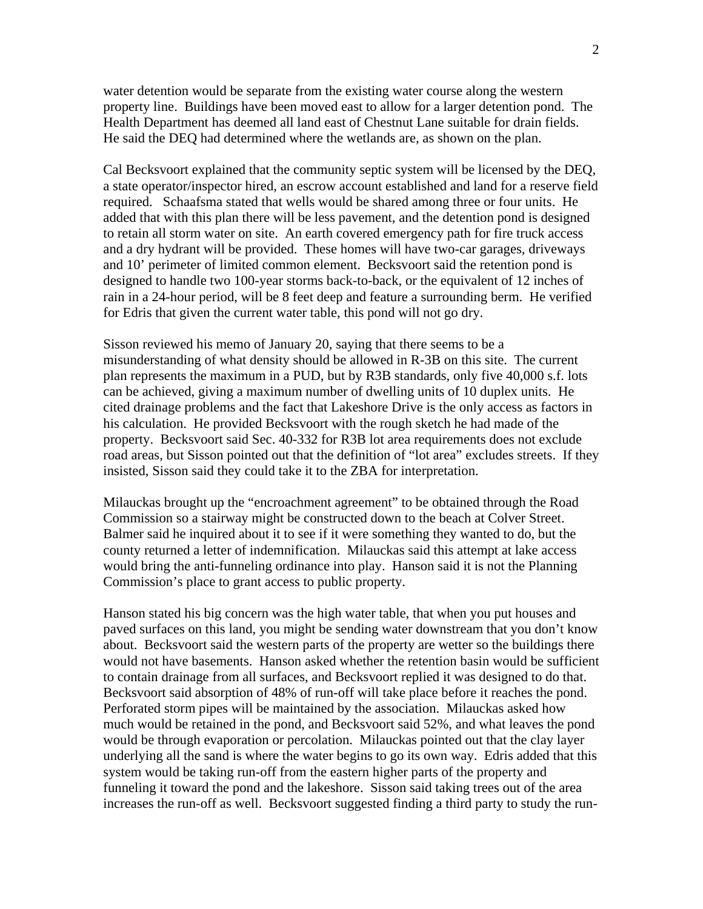water detention would be separate from the existing water course along the western property line. Buildings have been moved east to allow for a larger detention pond. The Health Department has deemed all land east of Chestnut Lane suitable for drain fields. He said the DEQ had determined where the wetlands are, as shown on the plan.

Cal Becksvoort explained that the community septic system will be licensed by the DEQ, a state operator/inspector hired, an escrow account established and land for a reserve field required. Schaafsma stated that wells would be shared among three or four units. He added that with this plan there will be less pavement, and the detention pond is designed to retain all storm water on site. An earth covered emergency path for fire truck access and a dry hydrant will be provided. These homes will have two-car garages, driveways and 10' perimeter of limited common element. Becksvoort said the retention pond is designed to handle two 100-year storms back-to-back, or the equivalent of 12 inches of rain in a 24-hour period, will be 8 feet deep and feature a surrounding berm. He verified for Edris that given the current water table, this pond will not go dry.

Sisson reviewed his memo of January 20, saying that there seems to be a misunderstanding of what density should be allowed in R-3B on this site. The current plan represents the maximum in a PUD, but by R3B standards, only five 40,000 s.f. lots can be achieved, giving a maximum number of dwelling units of 10 duplex units. He cited drainage problems and the fact that Lakeshore Drive is the only access as factors in his calculation. He provided Becksvoort with the rough sketch he had made of the property. Becksvoort said Sec. 40-332 for R3B lot area requirements does not exclude road areas, but Sisson pointed out that the definition of "lot area" excludes streets. If they insisted, Sisson said they could take it to the ZBA for interpretation.

Milauckas brought up the "encroachment agreement" to be obtained through the Road Commission so a stairway might be constructed down to the beach at Colver Street. Balmer said he inquired about it to see if it were something they wanted to do, but the county returned a letter of indemnification. Milauckas said this attempt at lake access would bring the anti-funneling ordinance into play. Hanson said it is not the Planning Commission's place to grant access to public property.

Hanson stated his big concern was the high water table, that when you put houses and paved surfaces on this land, you might be sending water downstream that you don't know about. Becksvoort said the western parts of the property are wetter so the buildings there would not have basements. Hanson asked whether the retention basin would be sufficient to contain drainage from all surfaces, and Becksvoort replied it was designed to do that. Becksvoort said absorption of 48% of run-off will take place before it reaches the pond. Perforated storm pipes will be maintained by the association. Milauckas asked how much would be retained in the pond, and Becksvoort said 52%, and what leaves the pond would be through evaporation or percolation. Milauckas pointed out that the clay layer underlying all the sand is where the water begins to go its own way. Edris added that this system would be taking run-off from the eastern higher parts of the property and funneling it toward the pond and the lakeshore. Sisson said taking trees out of the area increases the run-off as well. Becksvoort suggested finding a third party to study the run-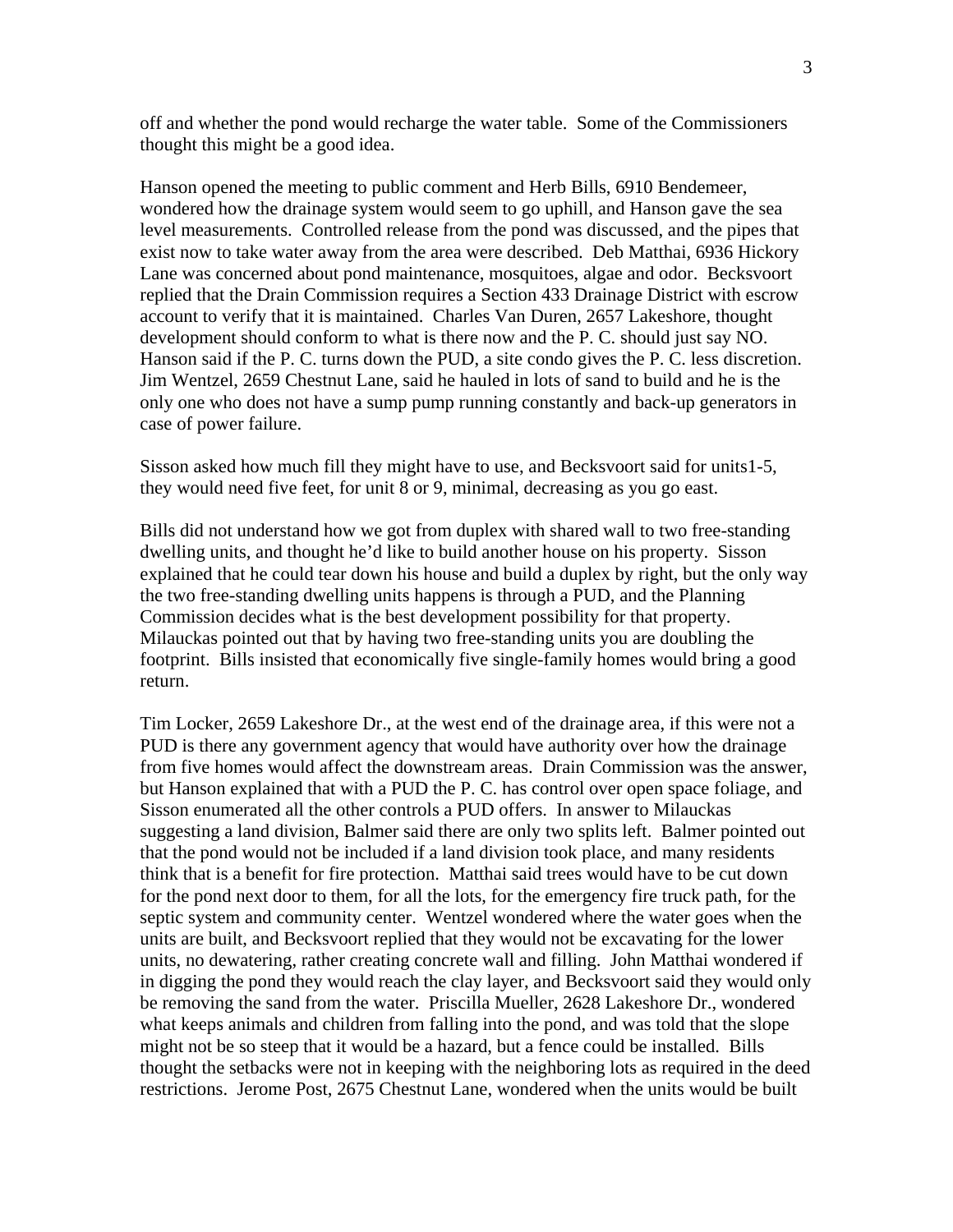off and whether the pond would recharge the water table. Some of the Commissioners thought this might be a good idea.

Hanson opened the meeting to public comment and Herb Bills, 6910 Bendemeer, wondered how the drainage system would seem to go uphill, and Hanson gave the sea level measurements. Controlled release from the pond was discussed, and the pipes that exist now to take water away from the area were described. Deb Matthai, 6936 Hickory Lane was concerned about pond maintenance, mosquitoes, algae and odor. Becksvoort replied that the Drain Commission requires a Section 433 Drainage District with escrow account to verify that it is maintained. Charles Van Duren, 2657 Lakeshore, thought development should conform to what is there now and the P. C. should just say NO. Hanson said if the P. C. turns down the PUD, a site condo gives the P. C. less discretion. Jim Wentzel, 2659 Chestnut Lane, said he hauled in lots of sand to build and he is the only one who does not have a sump pump running constantly and back-up generators in case of power failure.

Sisson asked how much fill they might have to use, and Becksvoort said for units1-5, they would need five feet, for unit 8 or 9, minimal, decreasing as you go east.

Bills did not understand how we got from duplex with shared wall to two free-standing dwelling units, and thought he'd like to build another house on his property. Sisson explained that he could tear down his house and build a duplex by right, but the only way the two free-standing dwelling units happens is through a PUD, and the Planning Commission decides what is the best development possibility for that property. Milauckas pointed out that by having two free-standing units you are doubling the footprint. Bills insisted that economically five single-family homes would bring a good return.

Tim Locker, 2659 Lakeshore Dr., at the west end of the drainage area, if this were not a PUD is there any government agency that would have authority over how the drainage from five homes would affect the downstream areas. Drain Commission was the answer, but Hanson explained that with a PUD the P. C. has control over open space foliage, and Sisson enumerated all the other controls a PUD offers. In answer to Milauckas suggesting a land division, Balmer said there are only two splits left. Balmer pointed out that the pond would not be included if a land division took place, and many residents think that is a benefit for fire protection. Matthai said trees would have to be cut down for the pond next door to them, for all the lots, for the emergency fire truck path, for the septic system and community center. Wentzel wondered where the water goes when the units are built, and Becksvoort replied that they would not be excavating for the lower units, no dewatering, rather creating concrete wall and filling. John Matthai wondered if in digging the pond they would reach the clay layer, and Becksvoort said they would only be removing the sand from the water. Priscilla Mueller, 2628 Lakeshore Dr., wondered what keeps animals and children from falling into the pond, and was told that the slope might not be so steep that it would be a hazard, but a fence could be installed. Bills thought the setbacks were not in keeping with the neighboring lots as required in the deed restrictions. Jerome Post, 2675 Chestnut Lane, wondered when the units would be built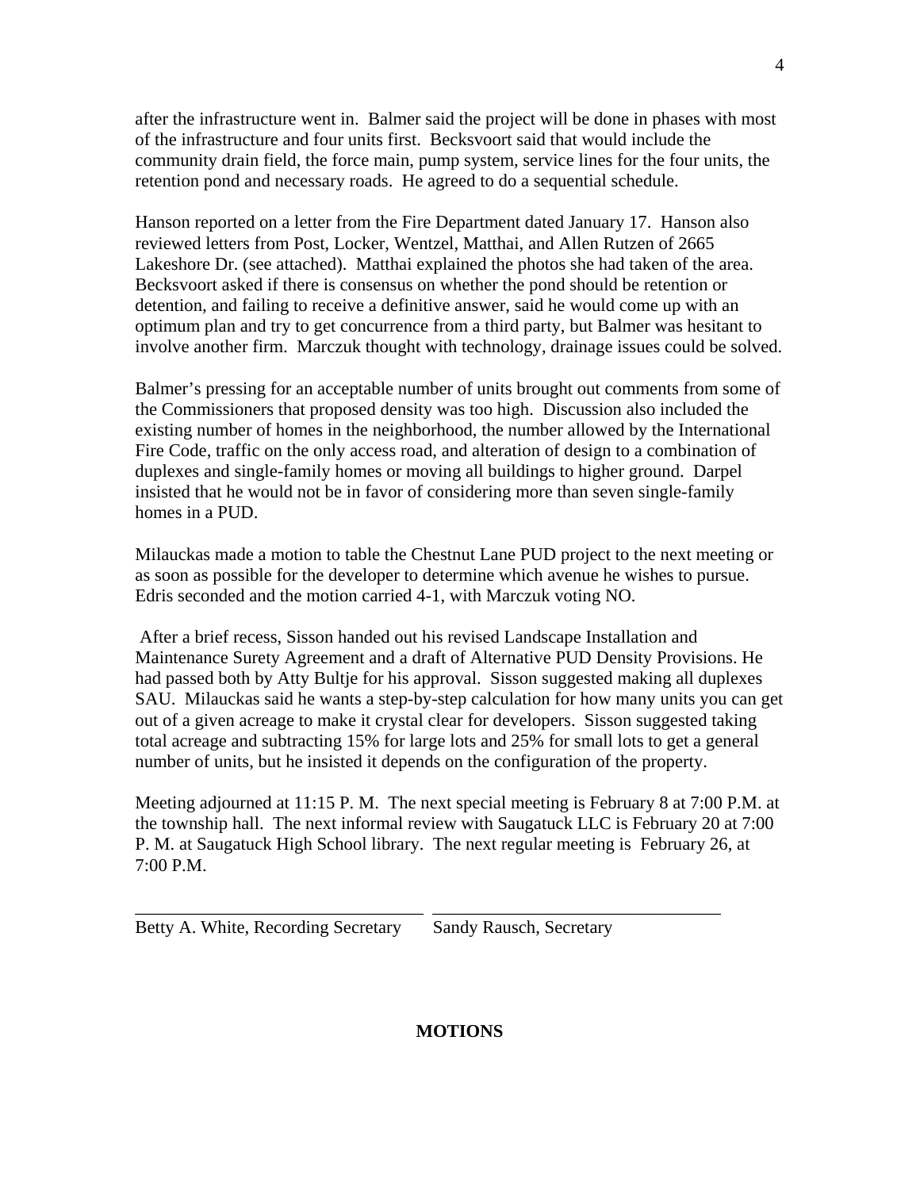after the infrastructure went in. Balmer said the project will be done in phases with most of the infrastructure and four units first. Becksvoort said that would include the community drain field, the force main, pump system, service lines for the four units, the retention pond and necessary roads. He agreed to do a sequential schedule.

Hanson reported on a letter from the Fire Department dated January 17. Hanson also reviewed letters from Post, Locker, Wentzel, Matthai, and Allen Rutzen of 2665 Lakeshore Dr. (see attached). Matthai explained the photos she had taken of the area. Becksvoort asked if there is consensus on whether the pond should be retention or detention, and failing to receive a definitive answer, said he would come up with an optimum plan and try to get concurrence from a third party, but Balmer was hesitant to involve another firm. Marczuk thought with technology, drainage issues could be solved.

Balmer's pressing for an acceptable number of units brought out comments from some of the Commissioners that proposed density was too high. Discussion also included the existing number of homes in the neighborhood, the number allowed by the International Fire Code, traffic on the only access road, and alteration of design to a combination of duplexes and single-family homes or moving all buildings to higher ground. Darpel insisted that he would not be in favor of considering more than seven single-family homes in a PUD.

Milauckas made a motion to table the Chestnut Lane PUD project to the next meeting or as soon as possible for the developer to determine which avenue he wishes to pursue. Edris seconded and the motion carried 4-1, with Marczuk voting NO.

After a brief recess, Sisson handed out his revised Landscape Installation and Maintenance Surety Agreement and a draft of Alternative PUD Density Provisions. He had passed both by Atty Bultje for his approval. Sisson suggested making all duplexes SAU. Milauckas said he wants a step-by-step calculation for how many units you can get out of a given acreage to make it crystal clear for developers. Sisson suggested taking total acreage and subtracting 15% for large lots and 25% for small lots to get a general number of units, but he insisted it depends on the configuration of the property.

Meeting adjourned at 11:15 P. M. The next special meeting is February 8 at 7:00 P.M. at the township hall. The next informal review with Saugatuck LLC is February 20 at 7:00 P. M. at Saugatuck High School library. The next regular meeting is February 26, at 7:00 P.M.

\_\_\_\_\_\_\_\_\_\_\_\_\_\_\_\_\_\_\_\_\_\_\_\_\_\_\_\_\_\_\_\_ \_\_\_\_\_\_\_\_\_\_\_\_\_\_\_\_\_\_\_\_\_\_\_\_\_\_\_\_\_\_\_\_

Betty A. White, Recording Secretary Sandy Rausch, Secretary

**MOTIONS**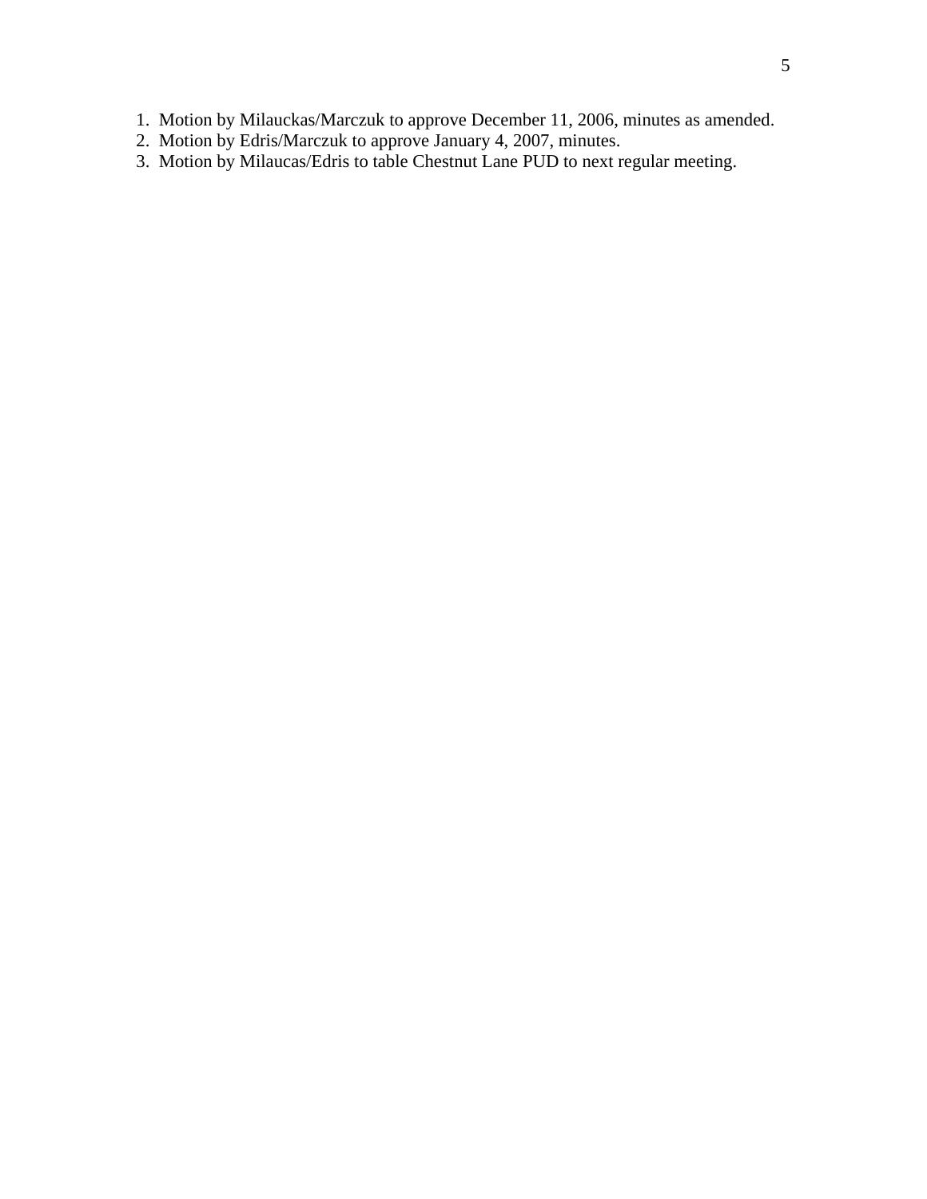1. Motion by Milauckas/Marczuk to approve December 11, 2006, minutes as amended.
2. Motion by Edris/Marczuk to approve January 4, 2007, minutes.
3. Motion by Milaucas/Edris to table Chestnut Lane PUD to next regular meeting.